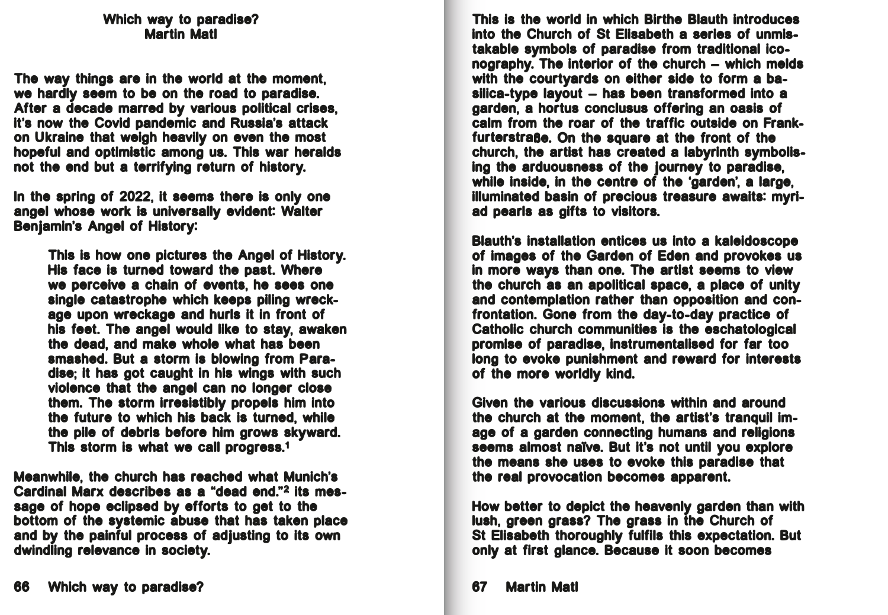# Which way to paradise?

**Martin Matl**

The way things are in the world at the moment, we hardly seem to be on the road to paradise. After a decade marred by various political crises, it's now the Covid pandemic and Russia's attack on Ukraine that weigh heavily on even the most hopeful and optimistic among us. This war heralds not the end but a terrifying return of history.

In the spring of 2022, it seems there is only one angel whose work is universally evident: Walter Benjamin's Angel of History:

> This is how one pictures the Angel of History. His face is turned toward the past. Where we perceive a chain of events, he sees one single catastrophe which keeps piling wreckage upon wreckage and hurls it in front of his feet. The angel would like to stay, awaken the dead, and make whole what has been smashed. But a storm is blowing from Paradise; it has got caught in his wings with such violence that the angel can no longer close them. The storm irresistibly propels him into the future to which his back is turned, while the pile of debris before him grows skyward. This storm is what we call progress.[1]

Meanwhile, the church has reached what Munich's Cardinal Marx describes as a "dead end."[2] its message of hope eclipsed by efforts to get to the bottom of the systemic abuse that has taken place and by the painful process of adjusting to its own dwindling relevance in society.

This is the world in which Birthe Blauth introduces into the Church of St Elisabeth a series of unmistakable symbols of paradise from traditional iconography. The interior of the church – which melds with the courtyards on either side to form a basilica-type layout – has been transformed into a garden, a hortus conclusus offering an oasis of calm from the roar of the traffic outside on Frankfurterstraße. On the square at the front of the church, the artist has created a labyrinth symbolising the arduousness of the journey to paradise, while inside, in the centre of the 'garden', a large, illuminated basin of precious treasure awaits: myriad pearls as gifts to visitors.

Blauth's installation entices us into a kaleidoscope of images of the Garden of Eden and provokes us in more ways than one. The artist seems to view the church as an apolitical space, a place of unity and contemplation rather than opposition and confrontation. Gone from the day-to-day practice of Catholic church communities is the eschatological promise of paradise, instrumentalised for far too long to evoke punishment and reward for interests of the more worldly kind.

Given the various discussions within and around the church at the moment, the artist's tranquil image of a garden connecting humans and religions seems almost naïve. But it's not until you explore the means she uses to evoke this paradise that the real provocation becomes apparent.

How better to depict the heavenly garden than with lush, green grass? The grass in the Church of St Elisabeth thoroughly fulfils this expectation. But only at first glance. Because it soon becomes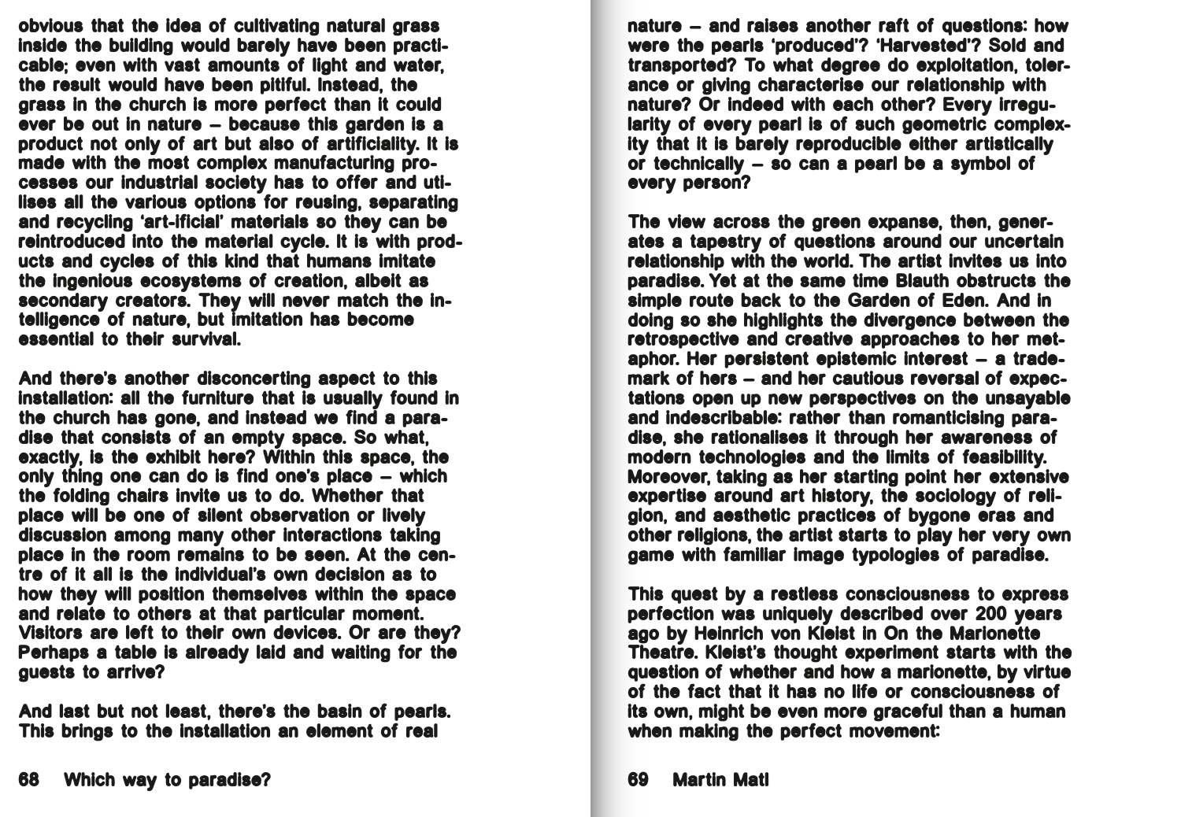obvious that the idea of cultivating natural grass inside the building would barely have been practicable; even with vast amounts of light and water, the result would have been pitiful. Instead, the grass in the church is more perfect than it could ever be out in nature – because this garden is a product not only of art but also of artificiality. It is made with the most complex manufacturing processes our industrial society has to offer and utilises all the various options for reusing, separating and recycling 'art-ificial' materials so they can be reintroduced into the material cycle. It is with products and cycles of this kind that humans imitate the ingenious ecosystems of creation, albeit as secondary creators. They will never match the intelligence of nature, but imitation has become essential to their survival.

And there's another disconcerting aspect to this installation: all the furniture that is usually found in the church has gone, and instead we find a paradise that consists of an empty space. So what, exactly, is the exhibit here? Within this space, the only thing one can do is find one's place – which the folding chairs invite us to do. Whether that place will be one of silent observation or lively discussion among many other interactions taking place in the room remains to be seen. At the centre of it all is the individual's own decision as to how they will position themselves within the space and relate to others at that particular moment. Visitors are left to their own devices. Or are they? Perhaps a table is already laid and waiting for the guests to arrive?

And last but not least, there's the basin of pearls. This brings to the installation an element of real nature – and raises another raft of questions: how were the pearls 'produced'? 'Harvested'? Sold and transported? To what degree do exploitation, tolerance or giving characterise our relationship with nature? Or indeed with each other? Every irregularity of every pearl is of such geometric complexity that it is barely reproducible either artistically or technically – so can a pearl be a symbol of every person?

The view across the green expanse, then, generates a tapestry of questions around our uncertain relationship with the world. The artist invites us into paradise. Yet at the same time Blauth obstructs the simple route back to the Garden of Eden. And in doing so she highlights the divergence between the retrospective and creative approaches to her metaphor. Her persistent epistemic interest – a trademark of hers – and her cautious reversal of expectations open up new perspectives on the unsayable and indescribable: rather than romanticising paradise, she rationalises it through her awareness of modern technologies and the limits of feasibility. Moreover, taking as her starting point her extensive expertise around art history, the sociology of religion, and aesthetic practices of bygone eras and other religions, the artist starts to play her very own game with familiar image typologies of paradise.

This quest by a restless consciousness to express perfection was uniquely described over 200 years ago by Heinrich von Kleist in On the Marionette Theatre. Kleist's thought experiment starts with the question of whether and how a marionette, by virtue of the fact that it has no life or consciousness of its own, might be even more graceful than a human when making the perfect movement: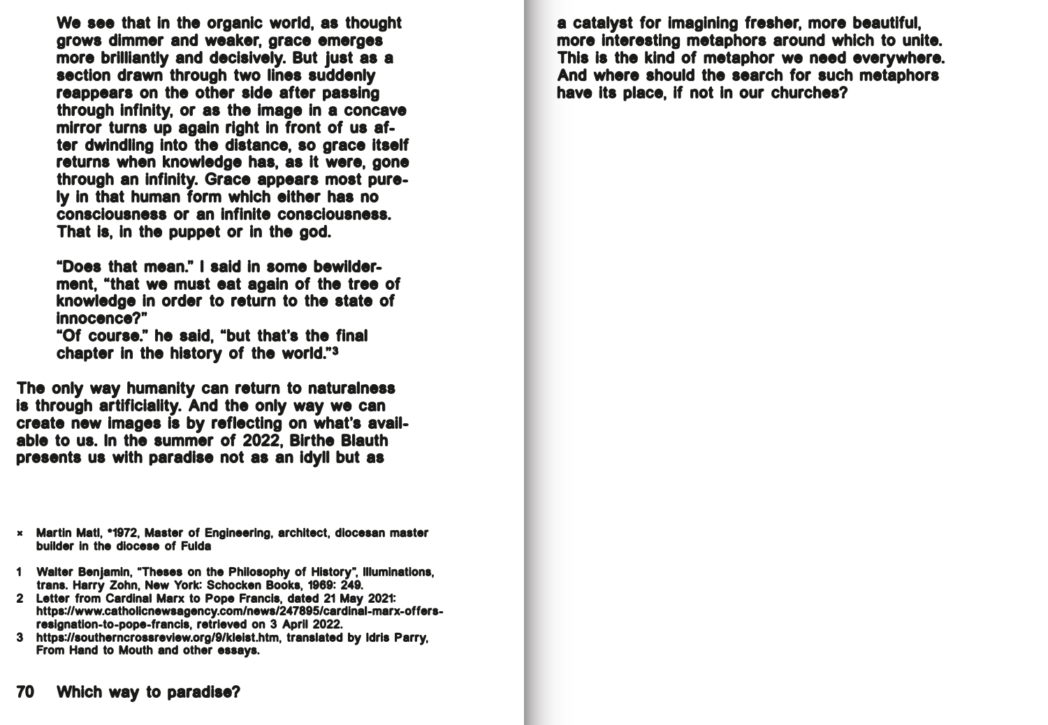> We see that in the organic world, as thought grows dimmer and weaker, grace emerges more brilliantly and decisively. But just as a section drawn through two lines suddenly reappears on the other side after passing through infinity, or as the image in a concave mirror turns up again right in front of us after dwindling into the distance, so grace itself returns when knowledge has, as it were, gone through an infinity. Grace appears most purely in that human form which either has no consciousness or an infinite consciousness. That is, in the puppet or in the god.
>
> "Does that mean," I said in some bewilderment, "that we must eat again of the tree of knowledge in order to return to the state of innocence?"
> "Of course," he said, "but that's the final chapter in the history of the world."[3]

The only way humanity can return to naturalness is through artificiality. And the only way we can create new images is by reflecting on what's available to us. In the summer of 2022, Birthe Blauth presents us with paradise not as an idyll but as a catalyst for imagining fresher, more beautiful, more interesting metaphors around which to unite. This is the kind of metaphor we need everywhere. And where should the search for such metaphors have its place, if not in our churches?

× Martin Matl, *1972, Master of Engineering, architect, diocesan master builder in the diocese of Fulda

1 Walter Benjamin, "Theses on the Philosophy of History", Illuminations, trans. Harry Zohn, New York: Schocken Books, 1969: 249.
2 Letter from Cardinal Marx to Pope Francis, dated 21 May 2021: https://www.catholicnewsagency.com/news/247895/cardinal-marx-offers-resignation-to-pope-francis, retrieved on 3 April 2022.
3 https://southerncrossreview.org/9/kleist.htm, translated by Idris Parry, From Hand to Mouth and other essays.